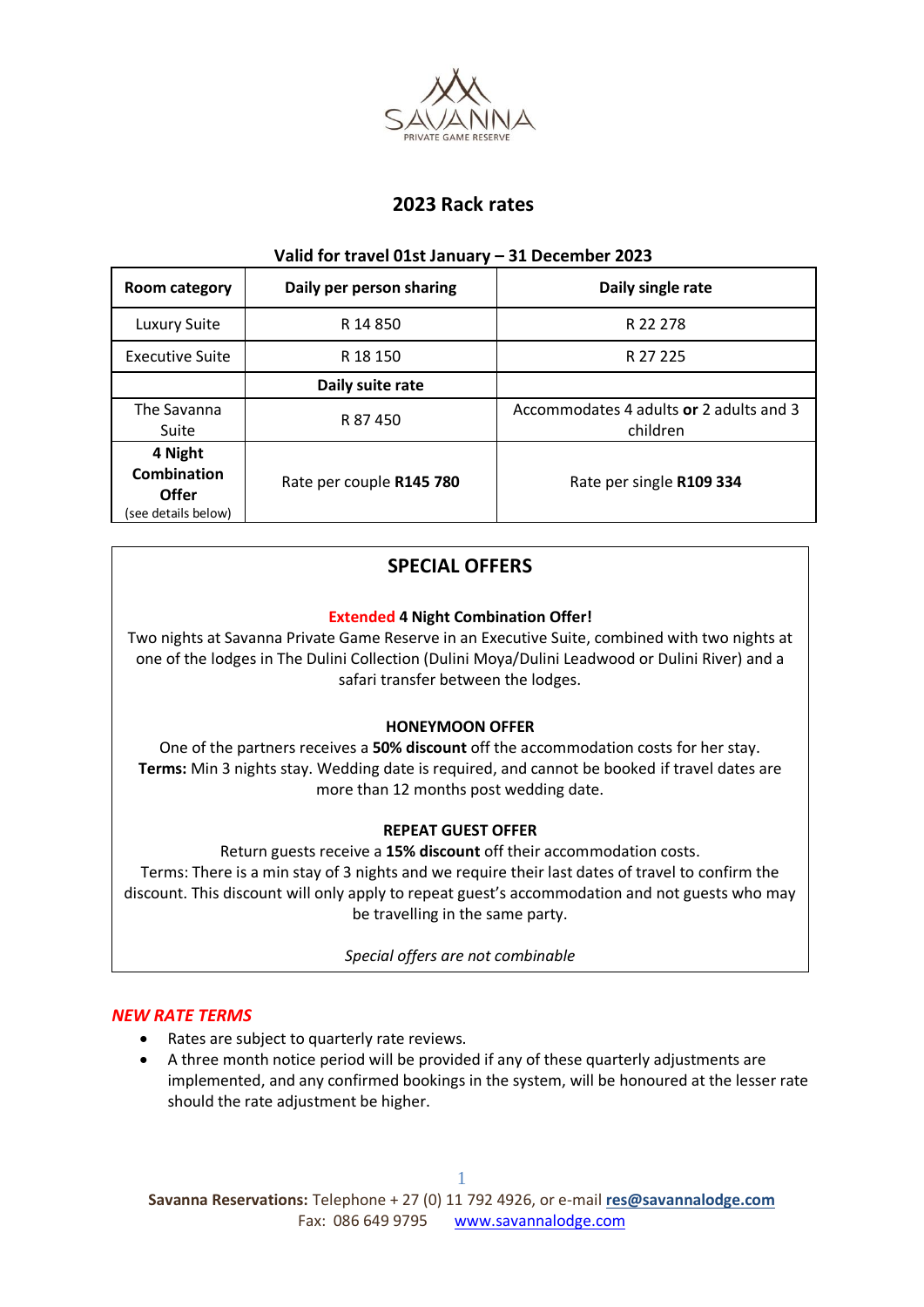SAVANNA
PRIVATE GAME RESERVE

# 2023 Rack rates

**Valid for travel 01st January – 31 December 2023**

| **Room category** | **Daily per person sharing** | **Daily single rate** |
|---|---|---|
| Luxury Suite | R 14 850 | R 22 278 |
| Executive Suite | R 18 150 | R 27 225 |
| | **Daily suite rate** | |
| The Savanna Suite | R 87 450 | Accommodates 4 adults **or** 2 adults and 3 children |
| **4 Night Combination Offer** (see details below) | Rate per couple **R145 780** | Rate per single **R109 334** |

## SPECIAL OFFERS

**Extended 4 Night Combination Offer!**

Two nights at Savanna Private Game Reserve in an Executive Suite, combined with two nights at one of the lodges in The Dulini Collection (Dulini Moya/Dulini Leadwood or Dulini River) and a safari transfer between the lodges.

**HONEYMOON OFFER**

One of the partners receives a **50% discount** off the accommodation costs for her stay.
**Terms:** Min 3 nights stay. Wedding date is required, and cannot be booked if travel dates are more than 12 months post wedding date.

**REPEAT GUEST OFFER**

Return guests receive a **15% discount** off their accommodation costs.
Terms: There is a min stay of 3 nights and we require their last dates of travel to confirm the discount. This discount will only apply to repeat guest's accommodation and not guests who may be travelling in the same party.

*Special offers are not combinable*

***NEW RATE TERMS***

- Rates are subject to quarterly rate reviews.
- A three month notice period will be provided if any of these quarterly adjustments are implemented, and any confirmed bookings in the system, will be honoured at the lesser rate should the rate adjustment be higher.

**Savanna Reservations:** Telephone + 27 (0) 11 792 4926, or e-mail **res@savannalodge.com**
Fax: 086 649 9795 www.savannalodge.com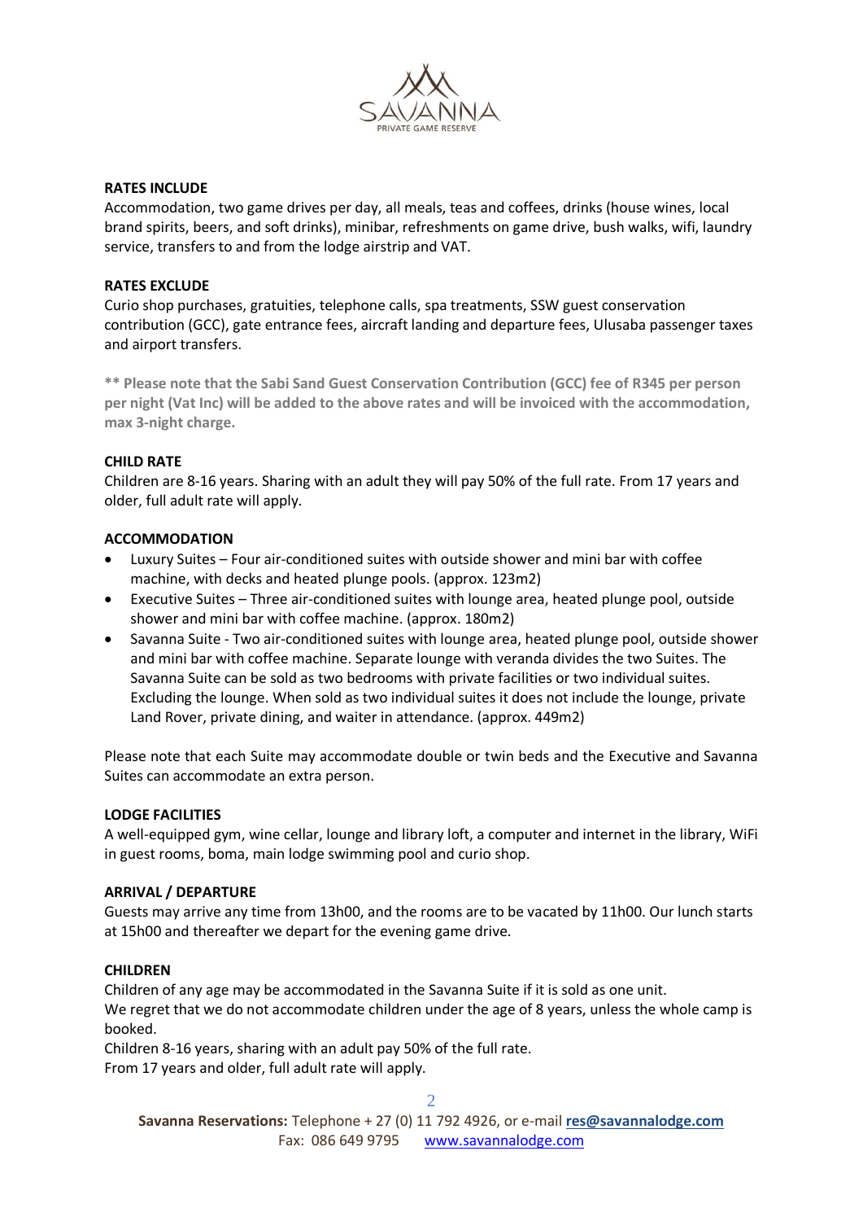**RATES INCLUDE**

Accommodation, two game drives per day, all meals, teas and coffees, drinks (house wines, local brand spirits, beers, and soft drinks), minibar, refreshments on game drive, bush walks, wifi, laundry service, transfers to and from the lodge airstrip and VAT.

**RATES EXCLUDE**

Curio shop purchases, gratuities, telephone calls, spa treatments, SSW guest conservation contribution (GCC), gate entrance fees, aircraft landing and departure fees, Ulusaba passenger taxes and airport transfers.

**\*\* Please note that the Sabi Sand Guest Conservation Contribution (GCC) fee of R345 per person per night (Vat Inc) will be added to the above rates and will be invoiced with the accommodation, max 3-night charge.**

**CHILD RATE**

Children are 8-16 years. Sharing with an adult they will pay 50% of the full rate. From 17 years and older, full adult rate will apply.

**ACCOMMODATION**

- Luxury Suites – Four air-conditioned suites with outside shower and mini bar with coffee machine, with decks and heated plunge pools. (approx. 123m2)
- Executive Suites – Three air-conditioned suites with lounge area, heated plunge pool, outside shower and mini bar with coffee machine. (approx. 180m2)
- Savanna Suite - Two air-conditioned suites with lounge area, heated plunge pool, outside shower and mini bar with coffee machine. Separate lounge with veranda divides the two Suites. The Savanna Suite can be sold as two bedrooms with private facilities or two individual suites. Excluding the lounge. When sold as two individual suites it does not include the lounge, private Land Rover, private dining, and waiter in attendance. (approx. 449m2)

Please note that each Suite may accommodate double or twin beds and the Executive and Savanna Suites can accommodate an extra person.

**LODGE FACILITIES**

A well-equipped gym, wine cellar, lounge and library loft, a computer and internet in the library, WiFi in guest rooms, boma, main lodge swimming pool and curio shop.

**ARRIVAL / DEPARTURE**

Guests may arrive any time from 13h00, and the rooms are to be vacated by 11h00. Our lunch starts at 15h00 and thereafter we depart for the evening game drive.

**CHILDREN**

Children of any age may be accommodated in the Savanna Suite if it is sold as one unit.
We regret that we do not accommodate children under the age of 8 years, unless the whole camp is booked.
Children 8-16 years, sharing with an adult pay 50% of the full rate.
From 17 years and older, full adult rate will apply.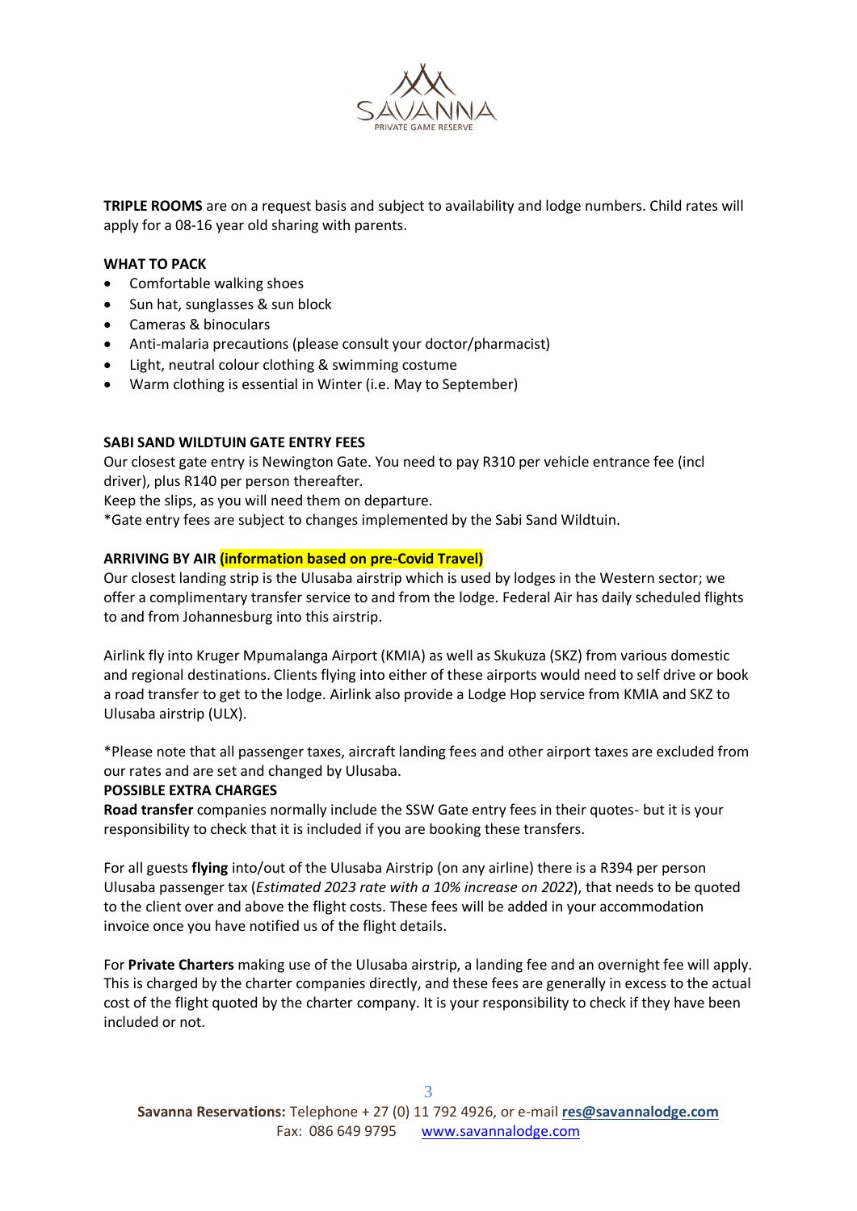**TRIPLE ROOMS** are on a request basis and subject to availability and lodge numbers. Child rates will apply for a 08-16 year old sharing with parents.

**WHAT TO PACK**

- Comfortable walking shoes
- Sun hat, sunglasses & sun block
- Cameras & binoculars
- Anti-malaria precautions (please consult your doctor/pharmacist)
- Light, neutral colour clothing & swimming costume
- Warm clothing is essential in Winter (i.e. May to September)

**SABI SAND WILDTUIN GATE ENTRY FEES**

Our closest gate entry is Newington Gate. You need to pay R310 per vehicle entrance fee (incl driver), plus R140 per person thereafter.

Keep the slips, as you will need them on departure.

*Gate entry fees are subject to changes implemented by the Sabi Sand Wildtuin.

**ARRIVING BY AIR (information based on pre-Covid Travel)**

Our closest landing strip is the Ulusaba airstrip which is used by lodges in the Western sector; we offer a complimentary transfer service to and from the lodge. Federal Air has daily scheduled flights to and from Johannesburg into this airstrip.

Airlink fly into Kruger Mpumalanga Airport (KMIA) as well as Skukuza (SKZ) from various domestic and regional destinations. Clients flying into either of these airports would need to self drive or book a road transfer to get to the lodge. Airlink also provide a Lodge Hop service from KMIA and SKZ to Ulusaba airstrip (ULX).

*Please note that all passenger taxes, aircraft landing fees and other airport taxes are excluded from our rates and are set and changed by Ulusaba.

**POSSIBLE EXTRA CHARGES**

**Road transfer** companies normally include the SSW Gate entry fees in their quotes- but it is your responsibility to check that it is included if you are booking these transfers.

For all guests **flying** into/out of the Ulusaba Airstrip (on any airline) there is a R394 per person Ulusaba passenger tax (*Estimated 2023 rate with a 10% increase on 2022*), that needs to be quoted to the client over and above the flight costs. These fees will be added in your accommodation invoice once you have notified us of the flight details.

For **Private Charters** making use of the Ulusaba airstrip, a landing fee and an overnight fee will apply. This is charged by the charter companies directly, and these fees are generally in excess to the actual cost of the flight quoted by the charter company. It is your responsibility to check if they have been included or not.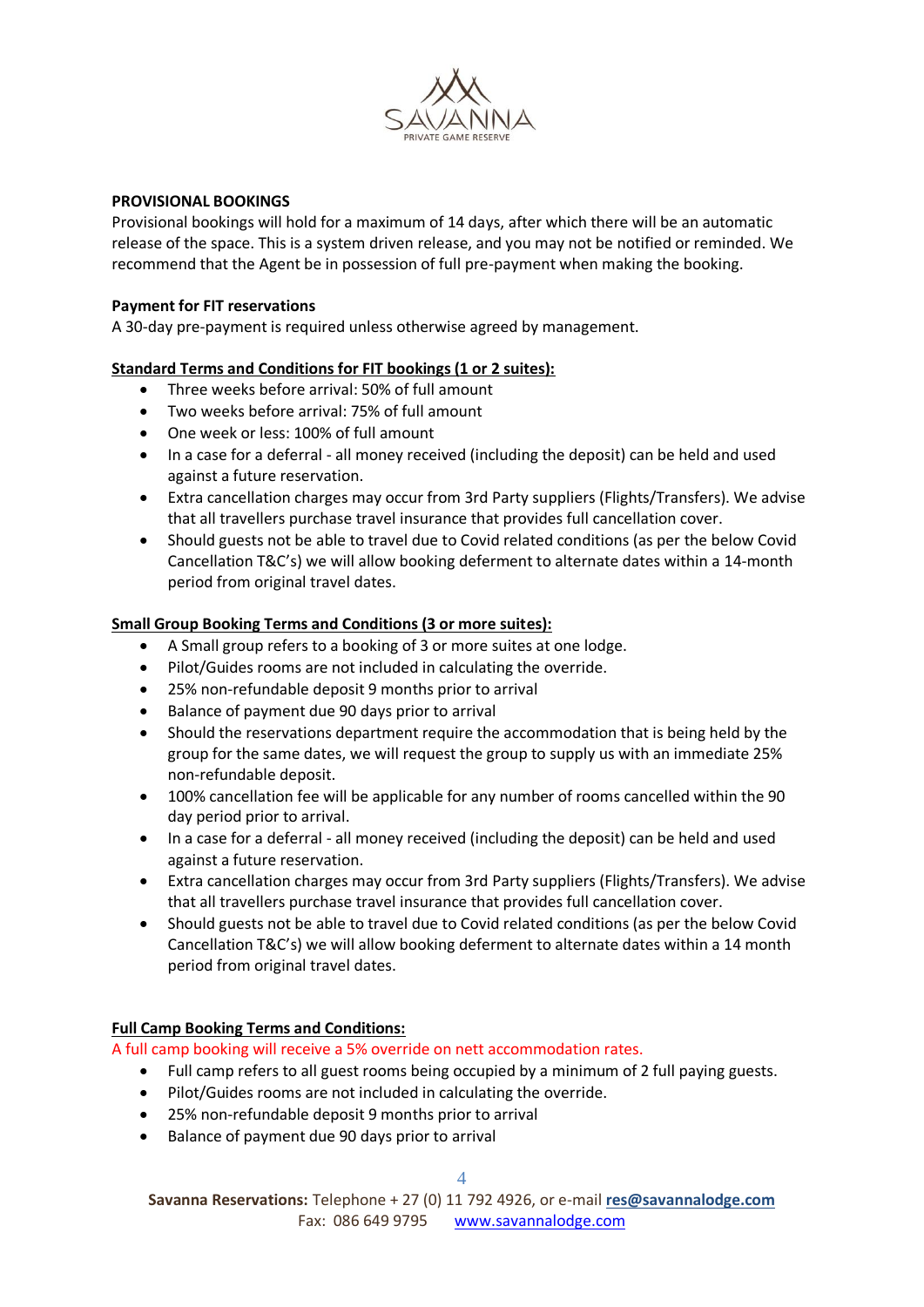**PROVISIONAL BOOKINGS**

Provisional bookings will hold for a maximum of 14 days, after which there will be an automatic release of the space. This is a system driven release, and you may not be notified or reminded. We recommend that the Agent be in possession of full pre-payment when making the booking.

**Payment for FIT reservations**

A 30-day pre-payment is required unless otherwise agreed by management.

**Standard Terms and Conditions for FIT bookings (1 or 2 suites):**

- Three weeks before arrival: 50% of full amount
- Two weeks before arrival: 75% of full amount
- One week or less: 100% of full amount
- In a case for a deferral - all money received (including the deposit) can be held and used against a future reservation.
- Extra cancellation charges may occur from 3rd Party suppliers (Flights/Transfers). We advise that all travellers purchase travel insurance that provides full cancellation cover.
- Should guests not be able to travel due to Covid related conditions (as per the below Covid Cancellation T&C's) we will allow booking deferment to alternate dates within a 14-month period from original travel dates.

**Small Group Booking Terms and Conditions (3 or more suites):**

- A Small group refers to a booking of 3 or more suites at one lodge.
- Pilot/Guides rooms are not included in calculating the override.
- 25% non-refundable deposit 9 months prior to arrival
- Balance of payment due 90 days prior to arrival
- Should the reservations department require the accommodation that is being held by the group for the same dates, we will request the group to supply us with an immediate 25% non-refundable deposit.
- 100% cancellation fee will be applicable for any number of rooms cancelled within the 90 day period prior to arrival.
- In a case for a deferral - all money received (including the deposit) can be held and used against a future reservation.
- Extra cancellation charges may occur from 3rd Party suppliers (Flights/Transfers). We advise that all travellers purchase travel insurance that provides full cancellation cover.
- Should guests not be able to travel due to Covid related conditions (as per the below Covid Cancellation T&C's) we will allow booking deferment to alternate dates within a 14 month period from original travel dates.

**Full Camp Booking Terms and Conditions:**

A full camp booking will receive a 5% override on nett accommodation rates.

- Full camp refers to all guest rooms being occupied by a minimum of 2 full paying guests.
- Pilot/Guides rooms are not included in calculating the override.
- 25% non-refundable deposit 9 months prior to arrival
- Balance of payment due 90 days prior to arrival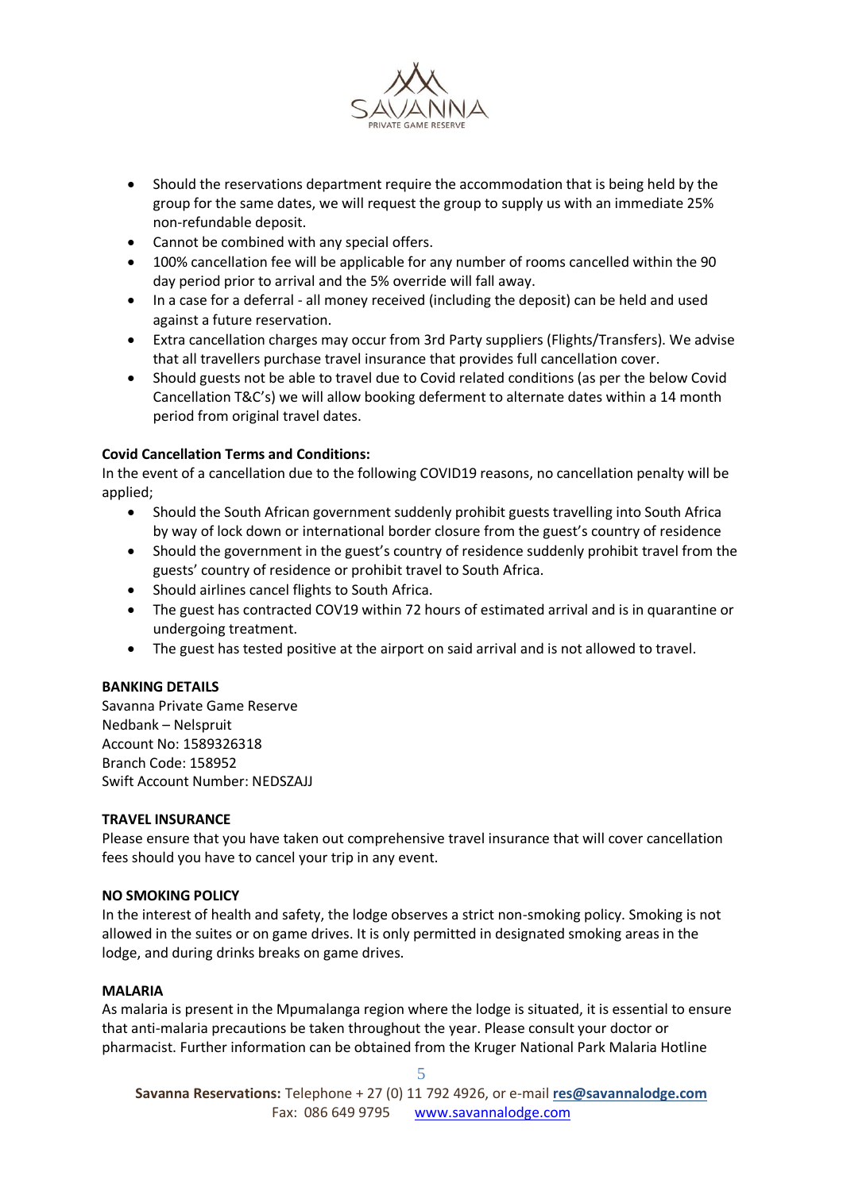- Should the reservations department require the accommodation that is being held by the group for the same dates, we will request the group to supply us with an immediate 25% non-refundable deposit.
- Cannot be combined with any special offers.
- 100% cancellation fee will be applicable for any number of rooms cancelled within the 90 day period prior to arrival and the 5% override will fall away.
- In a case for a deferral - all money received (including the deposit) can be held and used against a future reservation.
- Extra cancellation charges may occur from 3rd Party suppliers (Flights/Transfers). We advise that all travellers purchase travel insurance that provides full cancellation cover.
- Should guests not be able to travel due to Covid related conditions (as per the below Covid Cancellation T&C's) we will allow booking deferment to alternate dates within a 14 month period from original travel dates.

**Covid Cancellation Terms and Conditions:**

In the event of a cancellation due to the following COVID19 reasons, no cancellation penalty will be applied;

- Should the South African government suddenly prohibit guests travelling into South Africa by way of lock down or international border closure from the guest's country of residence
- Should the government in the guest's country of residence suddenly prohibit travel from the guests' country of residence or prohibit travel to South Africa.
- Should airlines cancel flights to South Africa.
- The guest has contracted COV19 within 72 hours of estimated arrival and is in quarantine or undergoing treatment.
- The guest has tested positive at the airport on said arrival and is not allowed to travel.

**BANKING DETAILS**

Savanna Private Game Reserve
Nedbank – Nelspruit
Account No: 1589326318
Branch Code: 158952
Swift Account Number: NEDSZAJJ

**TRAVEL INSURANCE**

Please ensure that you have taken out comprehensive travel insurance that will cover cancellation fees should you have to cancel your trip in any event.

**NO SMOKING POLICY**

In the interest of health and safety, the lodge observes a strict non-smoking policy. Smoking is not allowed in the suites or on game drives. It is only permitted in designated smoking areas in the lodge, and during drinks breaks on game drives.

**MALARIA**

As malaria is present in the Mpumalanga region where the lodge is situated, it is essential to ensure that anti-malaria precautions be taken throughout the year. Please consult your doctor or pharmacist. Further information can be obtained from the Kruger National Park Malaria Hotline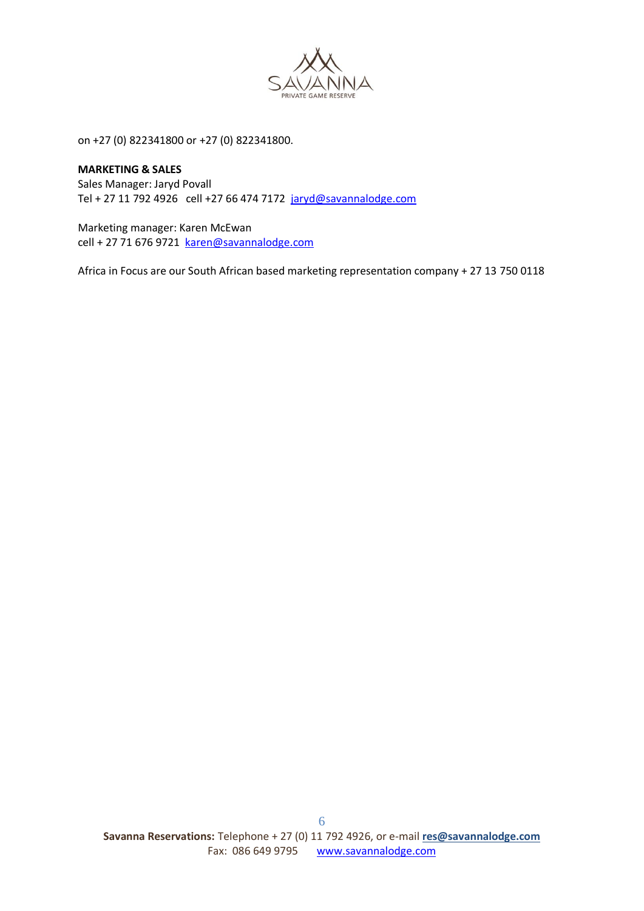on +27 (0) 822341800 or +27 (0) 822341800.

**MARKETING & SALES**

Sales Manager: Jaryd Povall
Tel + 27 11 792 4926   cell +27 66 474 7172  jaryd@savannalodge.com

Marketing manager: Karen McEwan
cell + 27 71 676 9721  karen@savannalodge.com

Africa in Focus are our South African based marketing representation company + 27 13 750 0118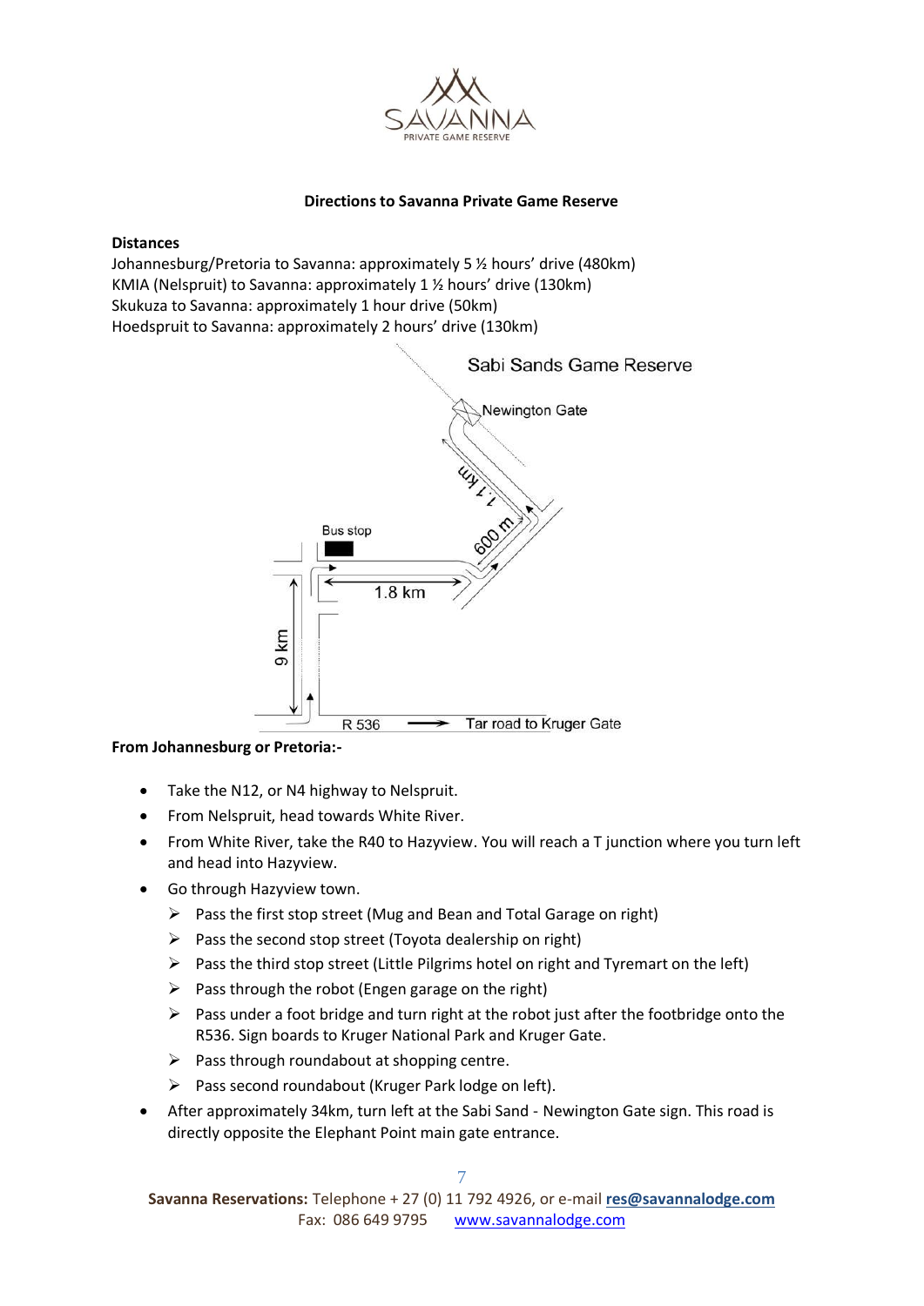**Directions to Savanna Private Game Reserve**

**Distances**

Johannesburg/Pretoria to Savanna: approximately 5 ½ hours' drive (480km)
KMIA (Nelspruit) to Savanna: approximately 1 ½ hours' drive (130km)
Skukuza to Savanna: approximately 1 hour drive (50km)
Hoedspruit to Savanna: approximately 2 hours' drive (130km)

**From Johannesburg or Pretoria:-**

- Take the N12, or N4 highway to Nelspruit.
- From Nelspruit, head towards White River.
- From White River, take the R40 to Hazyview. You will reach a T junction where you turn left and head into Hazyview.
- Go through Hazyview town.
  - Pass the first stop street (Mug and Bean and Total Garage on right)
  - Pass the second stop street (Toyota dealership on right)
  - Pass the third stop street (Little Pilgrims hotel on right and Tyremart on the left)
  - Pass through the robot (Engen garage on the right)
  - Pass under a foot bridge and turn right at the robot just after the footbridge onto the R536. Sign boards to Kruger National Park and Kruger Gate.
  - Pass through roundabout at shopping centre.
  - Pass second roundabout (Kruger Park lodge on left).
- After approximately 34km, turn left at the Sabi Sand - Newington Gate sign. This road is directly opposite the Elephant Point main gate entrance.

**Savanna Reservations:** Telephone + 27 (0) 11 792 4926, or e-mail **res@savannalodge.com**
Fax: 086 649 9795 www.savannalodge.com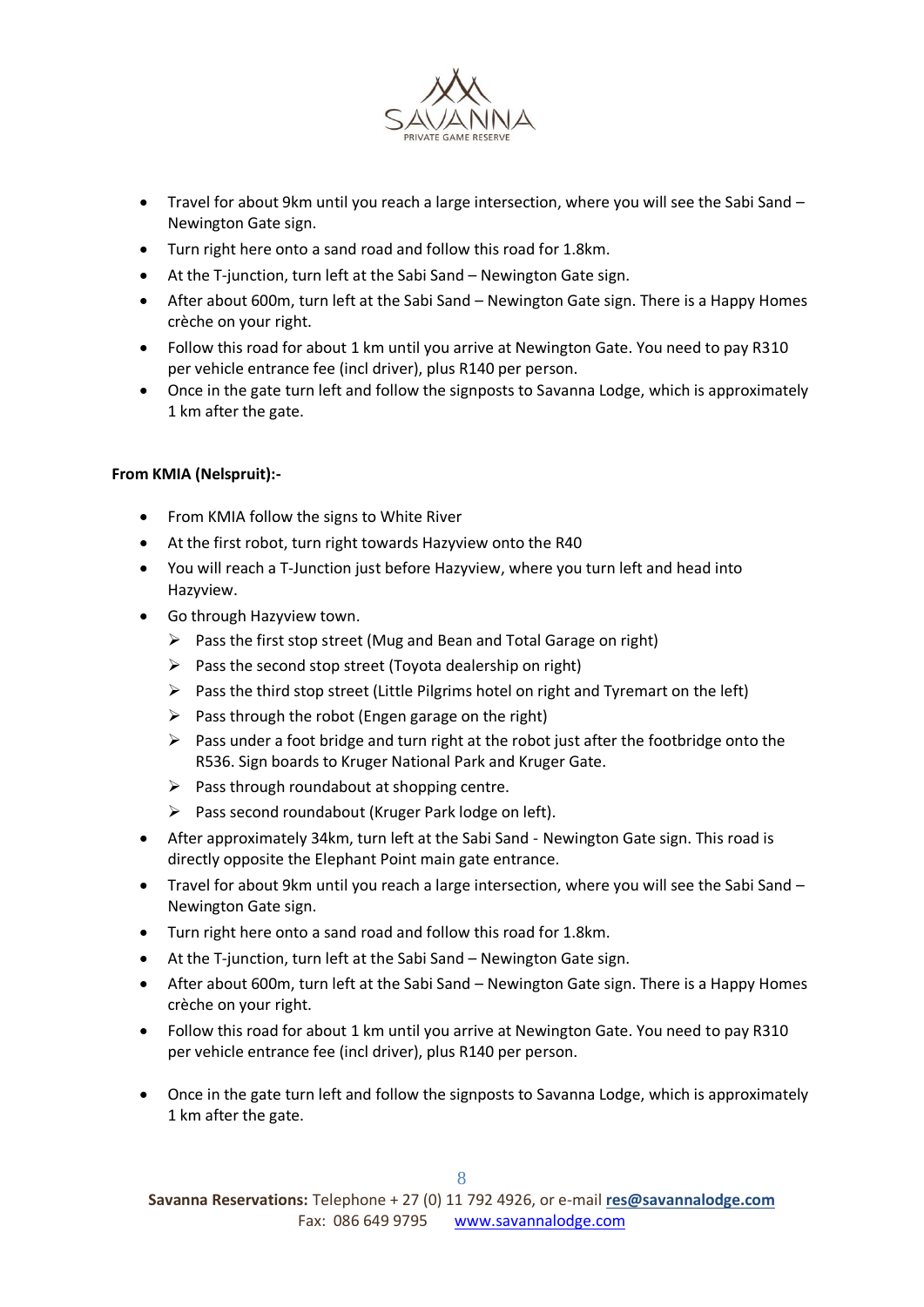- Travel for about 9km until you reach a large intersection, where you will see the Sabi Sand – Newington Gate sign.
- Turn right here onto a sand road and follow this road for 1.8km.
- At the T-junction, turn left at the Sabi Sand – Newington Gate sign.
- After about 600m, turn left at the Sabi Sand – Newington Gate sign. There is a Happy Homes crèche on your right.
- Follow this road for about 1 km until you arrive at Newington Gate. You need to pay R310 per vehicle entrance fee (incl driver), plus R140 per person.
- Once in the gate turn left and follow the signposts to Savanna Lodge, which is approximately 1 km after the gate.

**From KMIA (Nelspruit):-**

- From KMIA follow the signs to White River
- At the first robot, turn right towards Hazyview onto the R40
- You will reach a T-Junction just before Hazyview, where you turn left and head into Hazyview.
- Go through Hazyview town.
  - Pass the first stop street (Mug and Bean and Total Garage on right)
  - Pass the second stop street (Toyota dealership on right)
  - Pass the third stop street (Little Pilgrims hotel on right and Tyremart on the left)
  - Pass through the robot (Engen garage on the right)
  - Pass under a foot bridge and turn right at the robot just after the footbridge onto the R536. Sign boards to Kruger National Park and Kruger Gate.
  - Pass through roundabout at shopping centre.
  - Pass second roundabout (Kruger Park lodge on left).
- After approximately 34km, turn left at the Sabi Sand - Newington Gate sign. This road is directly opposite the Elephant Point main gate entrance.
- Travel for about 9km until you reach a large intersection, where you will see the Sabi Sand – Newington Gate sign.
- Turn right here onto a sand road and follow this road for 1.8km.
- At the T-junction, turn left at the Sabi Sand – Newington Gate sign.
- After about 600m, turn left at the Sabi Sand – Newington Gate sign. There is a Happy Homes crèche on your right.
- Follow this road for about 1 km until you arrive at Newington Gate. You need to pay R310 per vehicle entrance fee (incl driver), plus R140 per person.
- Once in the gate turn left and follow the signposts to Savanna Lodge, which is approximately 1 km after the gate.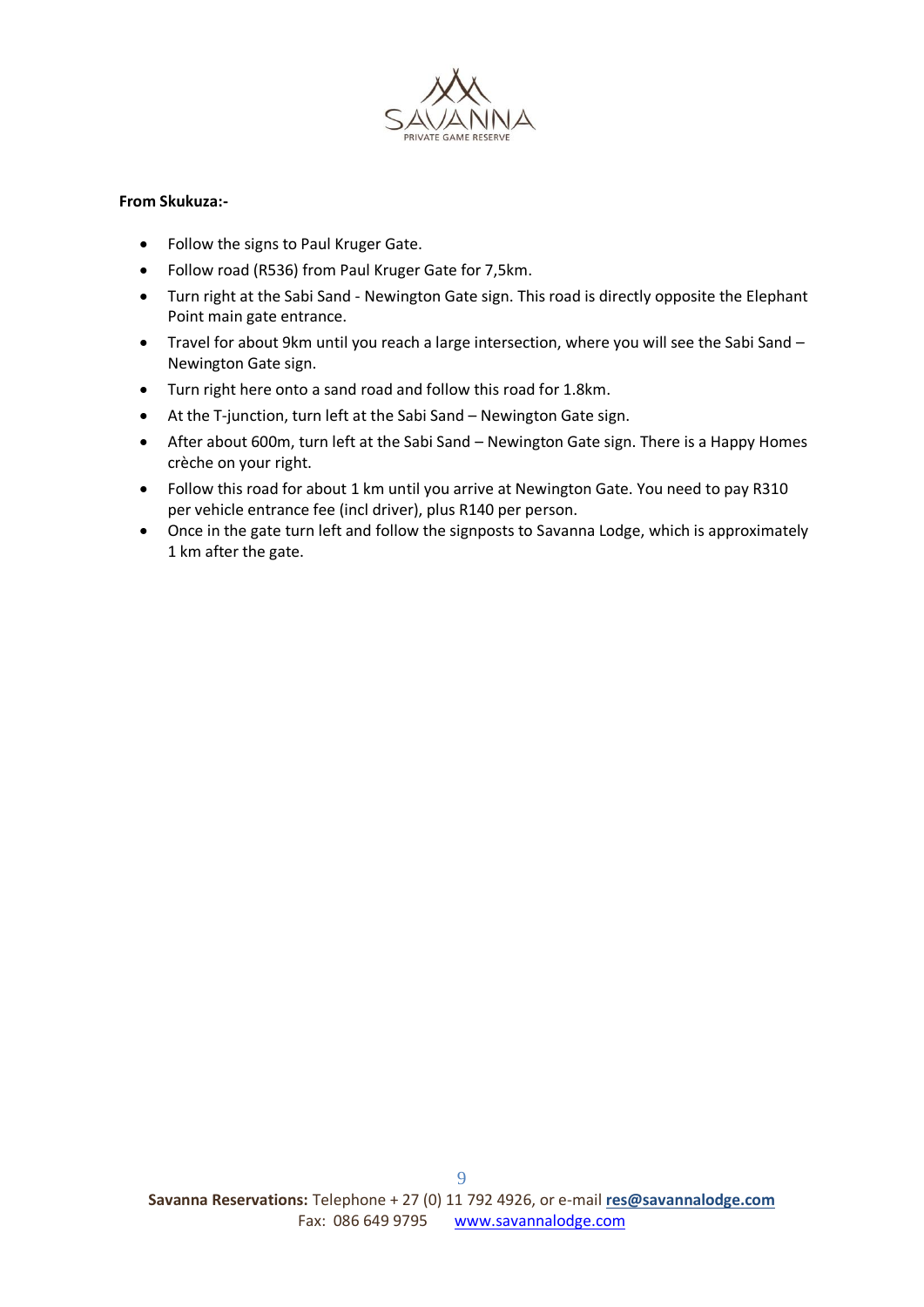**From Skukuza:-**

- Follow the signs to Paul Kruger Gate.
- Follow road (R536) from Paul Kruger Gate for 7,5km.
- Turn right at the Sabi Sand - Newington Gate sign. This road is directly opposite the Elephant Point main gate entrance.
- Travel for about 9km until you reach a large intersection, where you will see the Sabi Sand – Newington Gate sign.
- Turn right here onto a sand road and follow this road for 1.8km.
- At the T-junction, turn left at the Sabi Sand – Newington Gate sign.
- After about 600m, turn left at the Sabi Sand – Newington Gate sign. There is a Happy Homes crèche on your right.
- Follow this road for about 1 km until you arrive at Newington Gate. You need to pay R310 per vehicle entrance fee (incl driver), plus R140 per person.
- Once in the gate turn left and follow the signposts to Savanna Lodge, which is approximately 1 km after the gate.